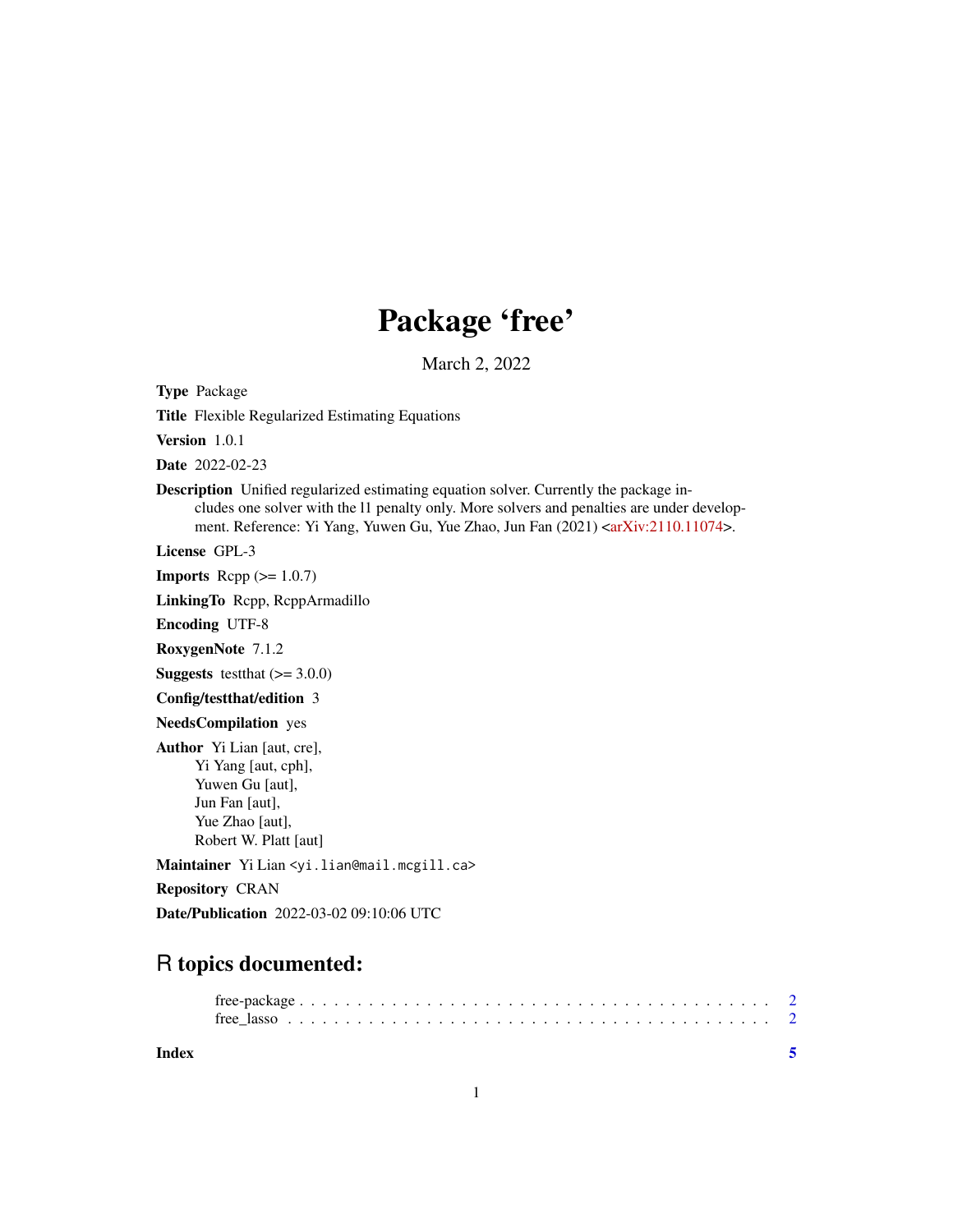# Package 'free'

March 2, 2022

**Type** Package

**Title** Flexible Regularized Estimating Equations

**Version** 1.0.1

**Date** 2022-02-23

**Description** Unified regularized estimating equation solver. Currently the package includes one solver with the l1 penalty only. More solvers and penalties are under development. Reference: Yi Yang, Yuwen Gu, Yue Zhao, Jun Fan (2021) <arXiv:2110.11074>.

**License** GPL-3

**Imports** Rcpp (>= 1.0.7)

**LinkingTo** Rcpp, RcppArmadillo

**Encoding** UTF-8

**RoxygenNote** 7.1.2

**Suggests** testthat (>= 3.0.0)

**Config/testthat/edition** 3

**NeedsCompilation** yes

**Author** Yi Lian [aut, cre],
Yi Yang [aut, cph],
Yuwen Gu [aut],
Jun Fan [aut],
Yue Zhao [aut],
Robert W. Platt [aut]

**Maintainer** Yi Lian <yi.lian@mail.mcgill.ca>

**Repository** CRAN

**Date/Publication** 2022-03-02 09:10:06 UTC

## R topics documented:

free-package . . . . . . . . . . . . . . . . . . . . . . . . . . . . . . . . . . . . . . . 2
free_lasso . . . . . . . . . . . . . . . . . . . . . . . . . . . . . . . . . . . . . . . . 2

**Index** 5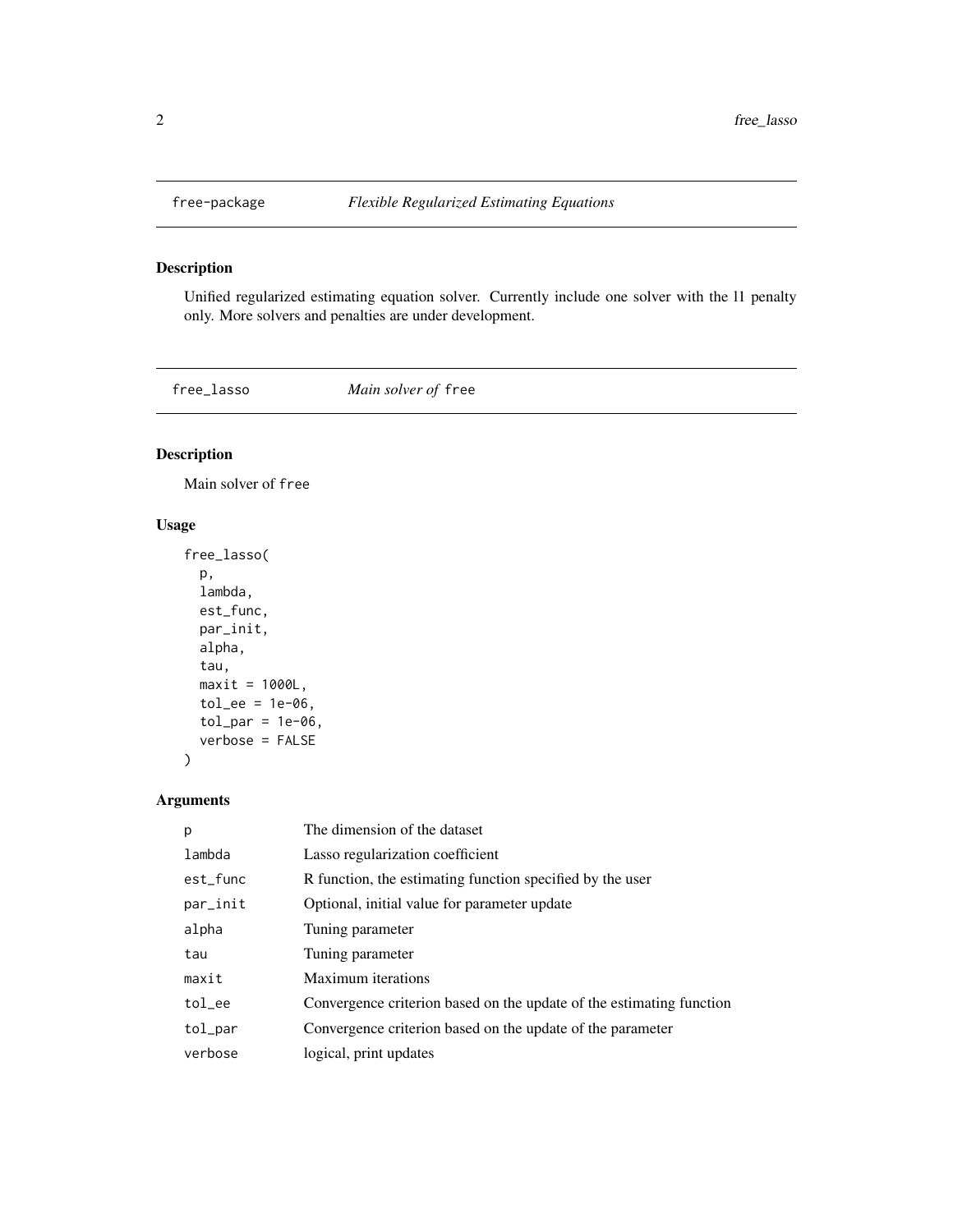## free-package *Flexible Regularized Estimating Equations*

### Description

Unified regularized estimating equation solver. Currently include one solver with the l1 penalty only. More solvers and penalties are under development.

## free_lasso *Main solver of* `free`

### Description

Main solver of `free`

### Usage

```
free_lasso(
  p,
  lambda,
  est_func,
  par_init,
  alpha,
  tau,
  maxit = 1000L,
  tol_ee = 1e-06,
  tol_par = 1e-06,
  verbose = FALSE
)
```

### Arguments

| | |
|---|---|
| `p` | The dimension of the dataset |
| `lambda` | Lasso regularization coefficient |
| `est_func` | R function, the estimating function specified by the user |
| `par_init` | Optional, initial value for parameter update |
| `alpha` | Tuning parameter |
| `tau` | Tuning parameter |
| `maxit` | Maximum iterations |
| `tol_ee` | Convergence criterion based on the update of the estimating function |
| `tol_par` | Convergence criterion based on the update of the parameter |
| `verbose` | logical, print updates |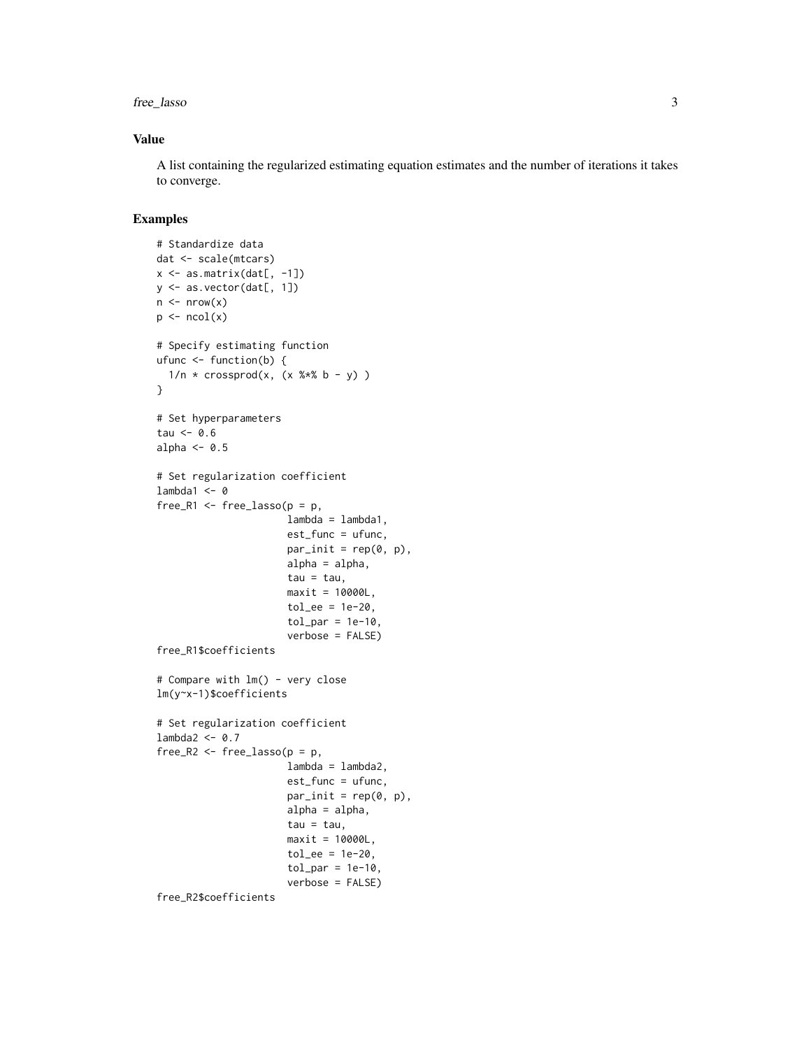### Value

A list containing the regularized estimating equation estimates and the number of iterations it takes to converge.

### Examples

```
# Standardize data
dat <- scale(mtcars)
x <- as.matrix(dat[, -1])
y <- as.vector(dat[, 1])
n <- nrow(x)
p <- ncol(x)

# Specify estimating function
ufunc <- function(b) {
  1/n * crossprod(x, (x %*% b - y) )
}

# Set hyperparameters
tau <- 0.6
alpha <- 0.5

# Set regularization coefficient
lambda1 <- 0
free_R1 <- free_lasso(p = p,
                      lambda = lambda1,
                      est_func = ufunc,
                      par_init = rep(0, p),
                      alpha = alpha,
                      tau = tau,
                      maxit = 10000L,
                      tol_ee = 1e-20,
                      tol_par = 1e-10,
                      verbose = FALSE)
free_R1$coefficients

# Compare with lm() - very close
lm(y~x-1)$coefficients

# Set regularization coefficient
lambda2 <- 0.7
free_R2 <- free_lasso(p = p,
                      lambda = lambda2,
                      est_func = ufunc,
                      par_init = rep(0, p),
                      alpha = alpha,
                      tau = tau,
                      maxit = 10000L,
                      tol_ee = 1e-20,
                      tol_par = 1e-10,
                      verbose = FALSE)
free_R2$coefficients
```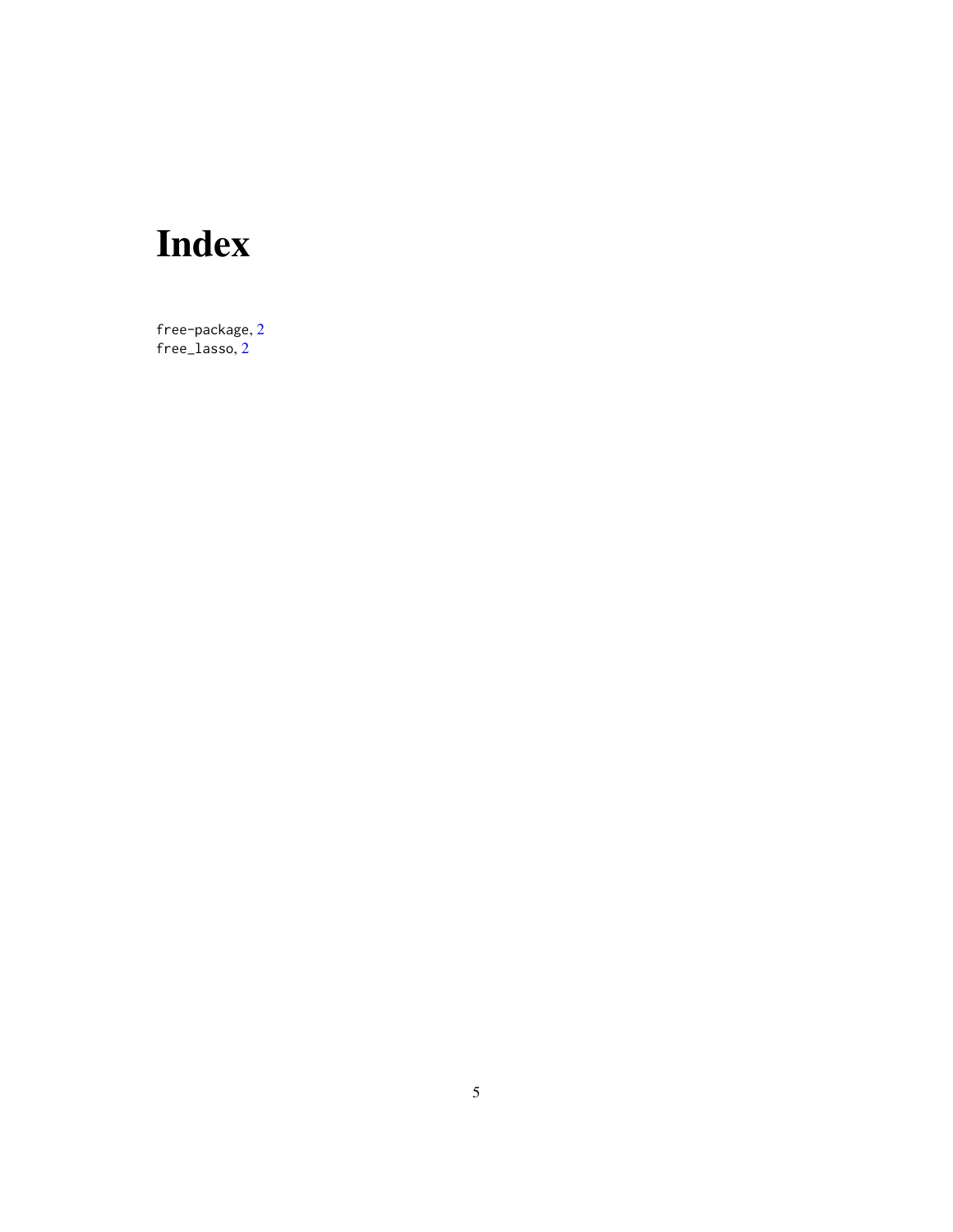# Index

free-package, 2
free_lasso, 2